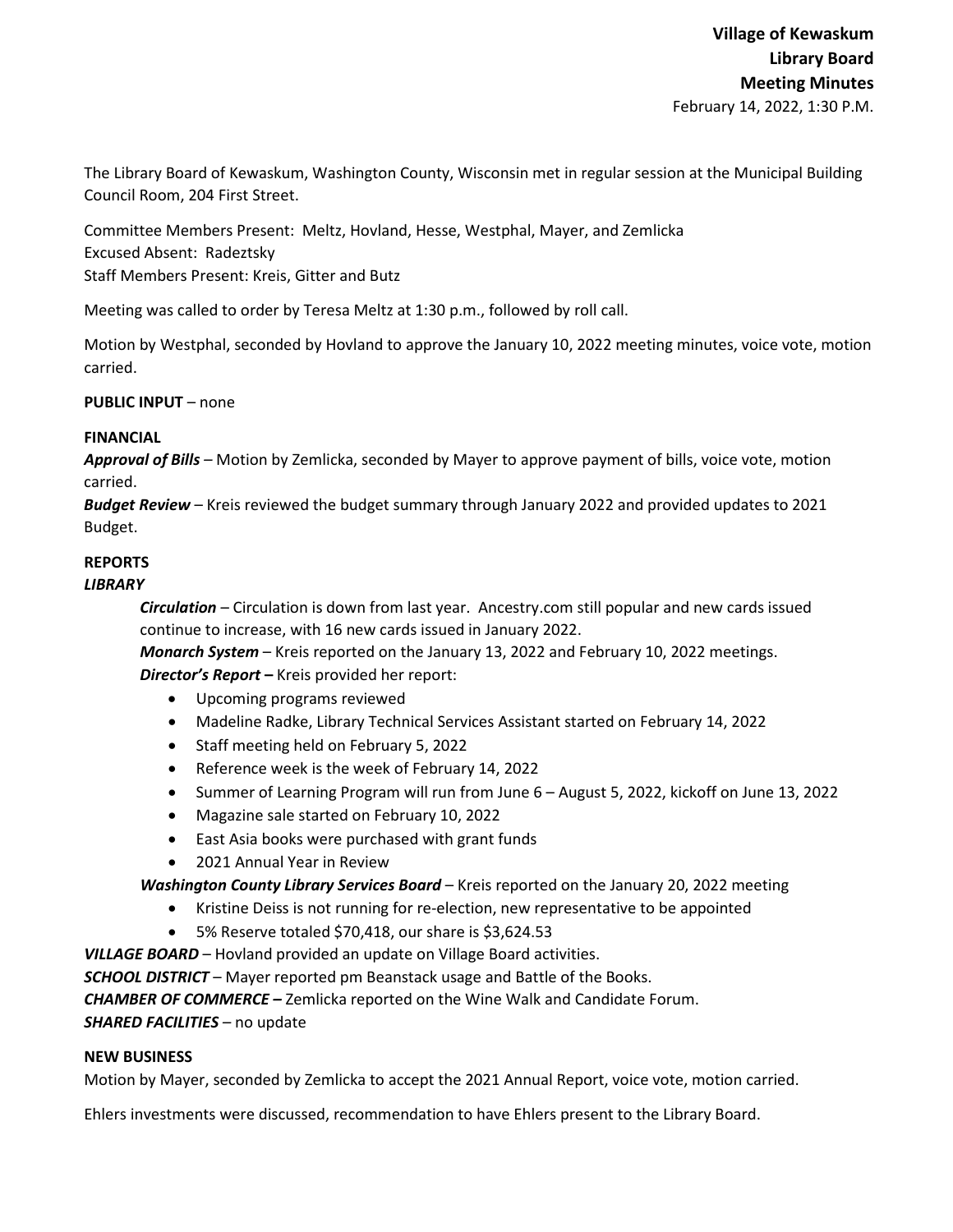**Village of Kewaskum**
**Library Board**
**Meeting Minutes**
February 14, 2022, 1:30 P.M.

The Library Board of Kewaskum, Washington County, Wisconsin met in regular session at the Municipal Building Council Room, 204 First Street.

Committee Members Present: Meltz, Hovland, Hesse, Westphal, Mayer, and Zemlicka
Excused Absent: Radeztsky
Staff Members Present: Kreis, Gitter and Butz

Meeting was called to order by Teresa Meltz at 1:30 p.m., followed by roll call.

Motion by Westphal, seconded by Hovland to approve the January 10, 2022 meeting minutes, voice vote, motion carried.

**PUBLIC INPUT** – none

**FINANCIAL**
***Approval of Bills*** – Motion by Zemlicka, seconded by Mayer to approve payment of bills, voice vote, motion carried.
***Budget Review*** – Kreis reviewed the budget summary through January 2022 and provided updates to 2021 Budget.

**REPORTS**
***LIBRARY***

***Circulation*** – Circulation is down from last year. Ancestry.com still popular and new cards issued continue to increase, with 16 new cards issued in January 2022.
***Monarch System*** – Kreis reported on the January 13, 2022 and February 10, 2022 meetings.
***Director's Report –*** Kreis provided her report:

- Upcoming programs reviewed
- Madeline Radke, Library Technical Services Assistant started on February 14, 2022
- Staff meeting held on February 5, 2022
- Reference week is the week of February 14, 2022
- Summer of Learning Program will run from June 6 – August 5, 2022, kickoff on June 13, 2022
- Magazine sale started on February 10, 2022
- East Asia books were purchased with grant funds
- 2021 Annual Year in Review

***Washington County Library Services Board*** – Kreis reported on the January 20, 2022 meeting

- Kristine Deiss is not running for re-election, new representative to be appointed
- 5% Reserve totaled $70,418, our share is $3,624.53

***VILLAGE BOARD*** – Hovland provided an update on Village Board activities.
***SCHOOL DISTRICT*** – Mayer reported pm Beanstack usage and Battle of the Books.
***CHAMBER OF COMMERCE –*** Zemlicka reported on the Wine Walk and Candidate Forum.
***SHARED FACILITIES*** – no update

**NEW BUSINESS**
Motion by Mayer, seconded by Zemlicka to accept the 2021 Annual Report, voice vote, motion carried.

Ehlers investments were discussed, recommendation to have Ehlers present to the Library Board.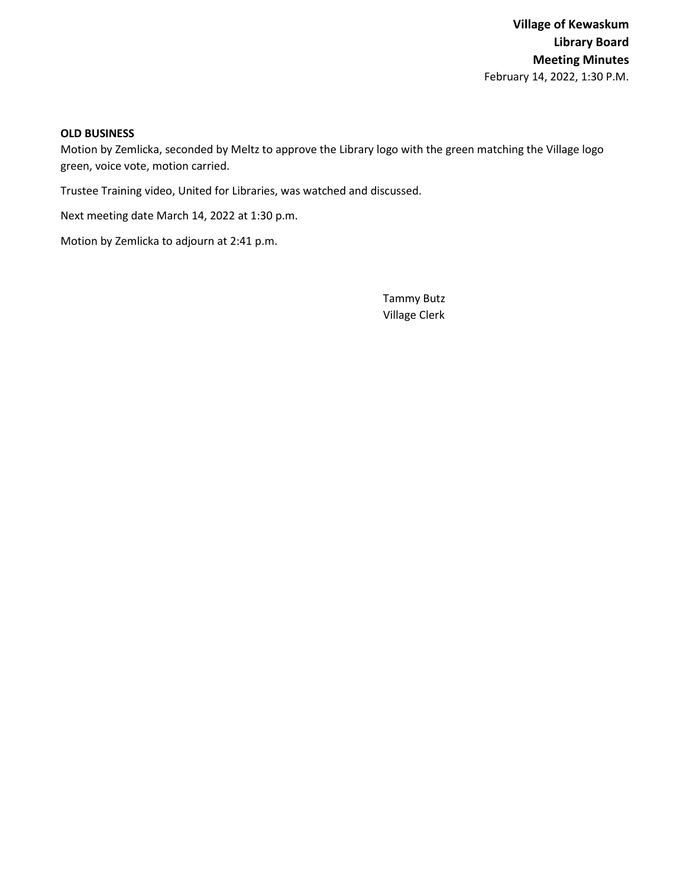**Village of Kewaskum**
**Library Board**
**Meeting Minutes**
February 14, 2022, 1:30 P.M.

**OLD BUSINESS**

Motion by Zemlicka, seconded by Meltz to approve the Library logo with the green matching the Village logo green, voice vote, motion carried.

Trustee Training video, United for Libraries, was watched and discussed.

Next meeting date March 14, 2022 at 1:30 p.m.

Motion by Zemlicka to adjourn at 2:41 p.m.

Tammy Butz
Village Clerk